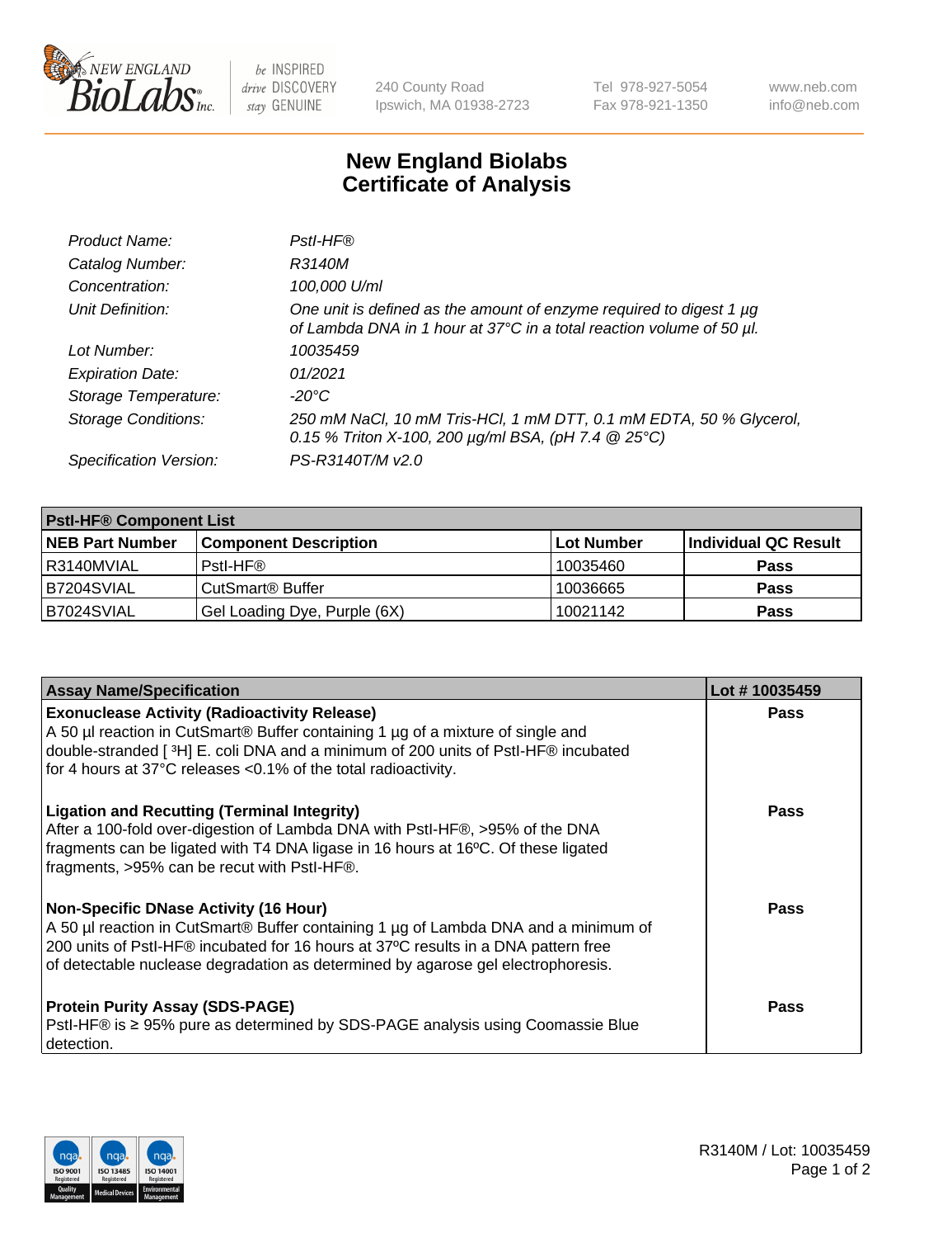240 County Road
Ipswich, MA 01938-2723

Tel 978-927-5054
Fax 978-921-1350

www.neb.com
info@neb.com

# New England Biolabs Certificate of Analysis

| | |
|---|---|
| *Product Name:* | *PstI-HF®* |
| *Catalog Number:* | *R3140M* |
| *Concentration:* | *100,000 U/ml* |
| *Unit Definition:* | *One unit is defined as the amount of enzyme required to digest 1 µg of Lambda DNA in 1 hour at 37°C in a total reaction volume of 50 µl.* |
| *Lot Number:* | *10035459* |
| *Expiration Date:* | *01/2021* |
| *Storage Temperature:* | *-20°C* |
| *Storage Conditions:* | *250 mM NaCl, 10 mM Tris-HCl, 1 mM DTT, 0.1 mM EDTA, 50 % Glycerol, 0.15 % Triton X-100, 200 µg/ml BSA, (pH 7.4 @ 25°C)* |
| *Specification Version:* | *PS-R3140T/M v2.0* |

| **PstI-HF® Component List** | | | |
|---|---|---|---|
| **NEB Part Number** | **Component Description** | **Lot Number** | **Individual QC Result** |
| R3140MVIAL | PstI-HF® | 10035460 | **Pass** |
| B7204SVIAL | CutSmart® Buffer | 10036665 | **Pass** |
| B7024SVIAL | Gel Loading Dye, Purple (6X) | 10021142 | **Pass** |

| **Assay Name/Specification** | **Lot # 10035459** |
|---|---|
| **Exonuclease Activity (Radioactivity Release)** A 50 µl reaction in CutSmart® Buffer containing 1 µg of a mixture of single and double-stranded [ $^3$H] E. coli DNA and a minimum of 200 units of PstI-HF® incubated for 4 hours at 37°C releases <0.1% of the total radioactivity. | **Pass** |
| **Ligation and Recutting (Terminal Integrity)** After a 100-fold over-digestion of Lambda DNA with PstI-HF®, >95% of the DNA fragments can be ligated with T4 DNA ligase in 16 hours at 16ºC. Of these ligated fragments, >95% can be recut with PstI-HF®. | **Pass** |
| **Non-Specific DNase Activity (16 Hour)** A 50 µl reaction in CutSmart® Buffer containing 1 µg of Lambda DNA and a minimum of 200 units of PstI-HF® incubated for 16 hours at 37ºC results in a DNA pattern free of detectable nuclease degradation as determined by agarose gel electrophoresis. | **Pass** |
| **Protein Purity Assay (SDS-PAGE)** PstI-HF® is ≥ 95% pure as determined by SDS-PAGE analysis using Coomassie Blue detection. | **Pass** |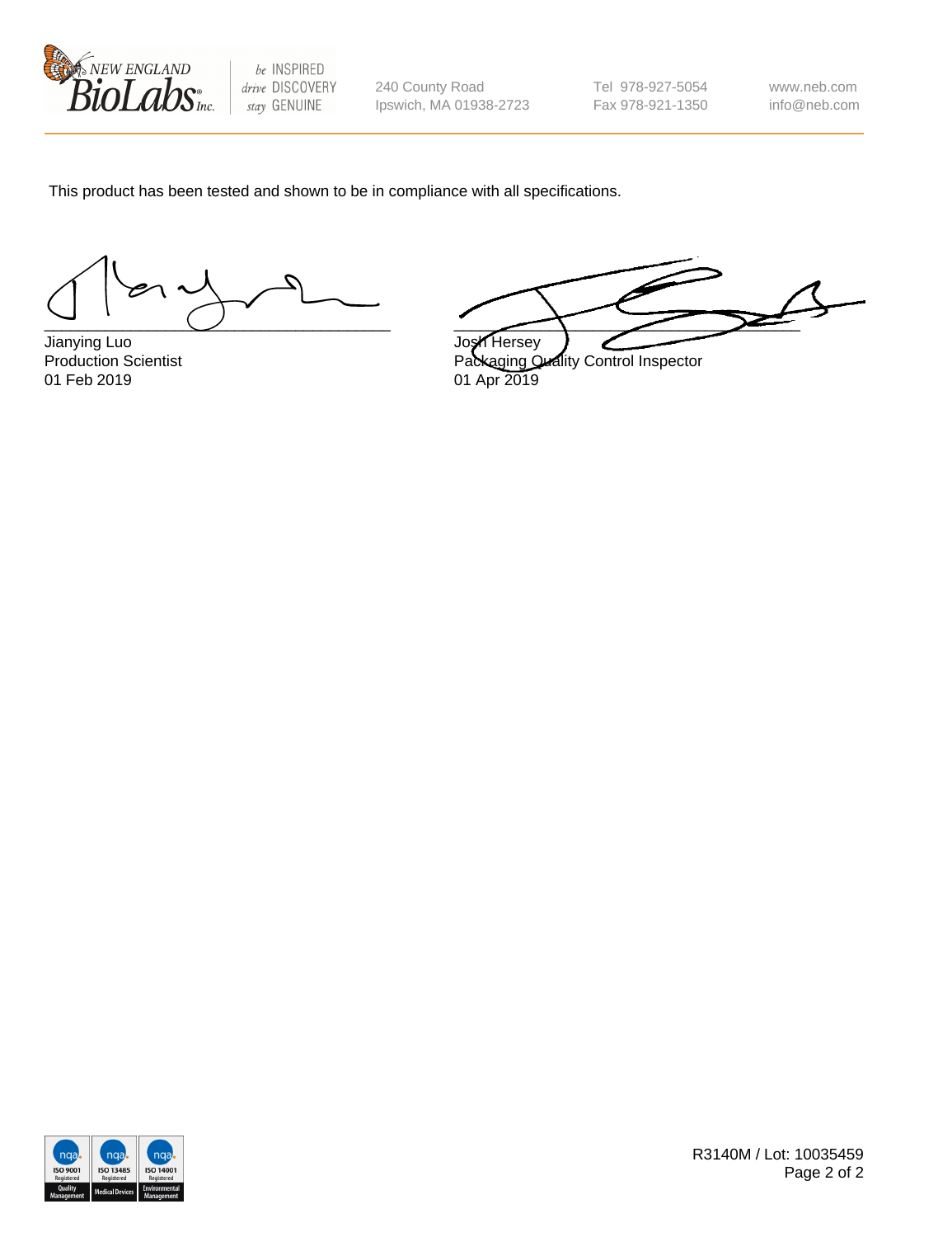NEW ENGLAND BioLabs Inc. — be INSPIRED drive DISCOVERY stay GENUINE

240 County Road
Ipswich, MA 01938-2723

Tel 978-927-5054
Fax 978-921-1350

www.neb.com
info@neb.com

This product has been tested and shown to be in compliance with all specifications.

Jianying Luo
Production Scientist
01 Feb 2019

Josh Hersey
Packaging Quality Control Inspector
01 Apr 2019

nqa ISO 9001 Registered Quality Management | nqa ISO 13485 Registered Medical Devices | nqa ISO 14001 Registered Environmental Management

R3140M / Lot: 10035459